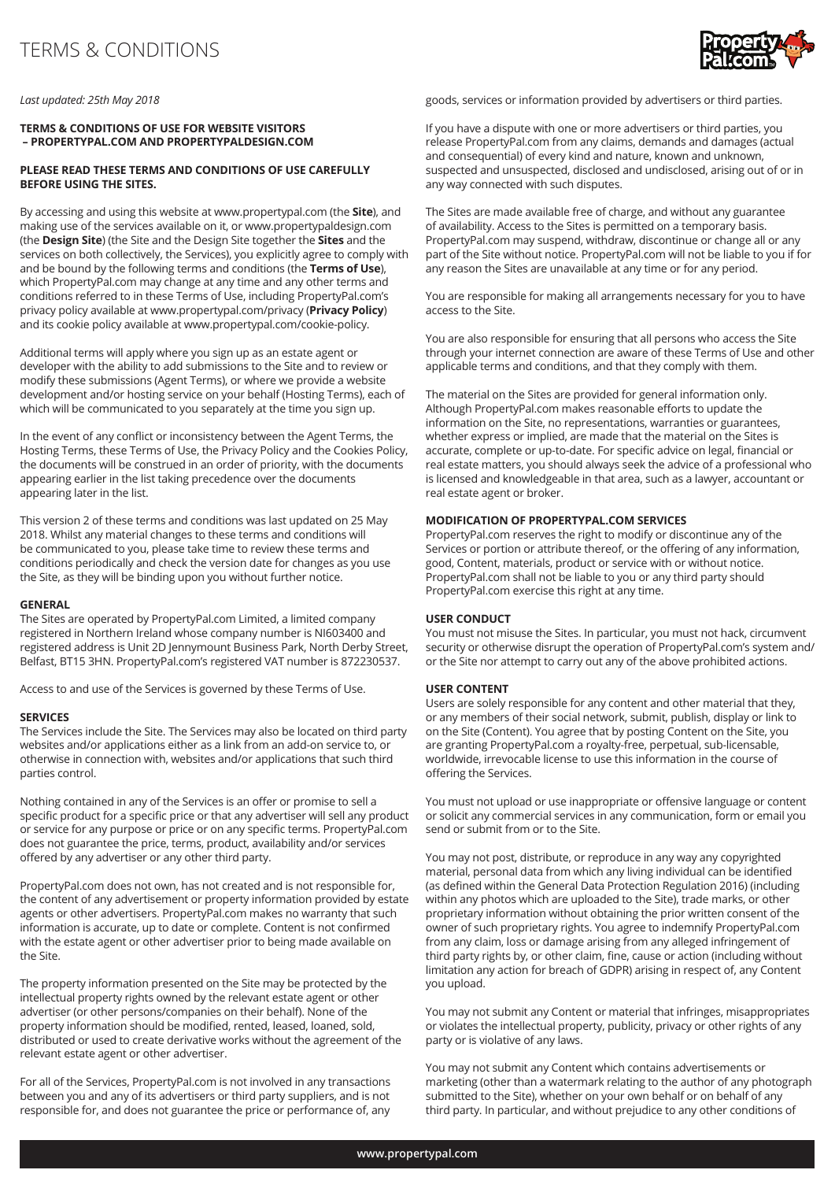# TERMS & CONDITIONS

*Last updated: 25th May 2018*

**TERMS & CONDITIONS OF USE FOR WEBSITE VISITORS – PROPERTYPAL.COM AND PROPERTYPALDESIGN.COM**

**PLEASE READ THESE TERMS AND CONDITIONS OF USE CAREFULLY BEFORE USING THE SITES.**

By accessing and using this website at www.propertypal.com (the **Site**), and making use of the services available on it, or www.propertypaldesign.com (the **Design Site**) (the Site and the Design Site together the **Sites** and the services on both collectively, the Services), you explicitly agree to comply with and be bound by the following terms and conditions (the **Terms of Use**), which PropertyPal.com may change at any time and any other terms and conditions referred to in these Terms of Use, including PropertyPal.com's privacy policy available at www.propertypal.com/privacy (**Privacy Policy**) and its cookie policy available at www.propertypal.com/cookie-policy.

Additional terms will apply where you sign up as an estate agent or developer with the ability to add submissions to the Site and to review or modify these submissions (Agent Terms), or where we provide a website development and/or hosting service on your behalf (Hosting Terms), each of which will be communicated to you separately at the time you sign up.

In the event of any conflict or inconsistency between the Agent Terms, the Hosting Terms, these Terms of Use, the Privacy Policy and the Cookies Policy, the documents will be construed in an order of priority, with the documents appearing earlier in the list taking precedence over the documents appearing later in the list.

This version 2 of these terms and conditions was last updated on 25 May 2018. Whilst any material changes to these terms and conditions will be communicated to you, please take time to review these terms and conditions periodically and check the version date for changes as you use the Site, as they will be binding upon you without further notice.

**GENERAL**

The Sites are operated by PropertyPal.com Limited, a limited company registered in Northern Ireland whose company number is NI603400 and registered address is Unit 2D Jennymount Business Park, North Derby Street, Belfast, BT15 3HN. PropertyPal.com's registered VAT number is 872230537.

Access to and use of the Services is governed by these Terms of Use.

**SERVICES**

The Services include the Site. The Services may also be located on third party websites and/or applications either as a link from an add-on service to, or otherwise in connection with, websites and/or applications that such third parties control.

Nothing contained in any of the Services is an offer or promise to sell a specific product for a specific price or that any advertiser will sell any product or service for any purpose or price or on any specific terms. PropertyPal.com does not guarantee the price, terms, product, availability and/or services offered by any advertiser or any other third party.

PropertyPal.com does not own, has not created and is not responsible for, the content of any advertisement or property information provided by estate agents or other advertisers. PropertyPal.com makes no warranty that such information is accurate, up to date or complete. Content is not confirmed with the estate agent or other advertiser prior to being made available on the Site.

The property information presented on the Site may be protected by the intellectual property rights owned by the relevant estate agent or other advertiser (or other persons/companies on their behalf). None of the property information should be modified, rented, leased, loaned, sold, distributed or used to create derivative works without the agreement of the relevant estate agent or other advertiser.

For all of the Services, PropertyPal.com is not involved in any transactions between you and any of its advertisers or third party suppliers, and is not responsible for, and does not guarantee the price or performance of, any goods, services or information provided by advertisers or third parties.

If you have a dispute with one or more advertisers or third parties, you release PropertyPal.com from any claims, demands and damages (actual and consequential) of every kind and nature, known and unknown, suspected and unsuspected, disclosed and undisclosed, arising out of or in any way connected with such disputes.

The Sites are made available free of charge, and without any guarantee of availability. Access to the Sites is permitted on a temporary basis. PropertyPal.com may suspend, withdraw, discontinue or change all or any part of the Site without notice. PropertyPal.com will not be liable to you if for any reason the Sites are unavailable at any time or for any period.

You are responsible for making all arrangements necessary for you to have access to the Site.

You are also responsible for ensuring that all persons who access the Site through your internet connection are aware of these Terms of Use and other applicable terms and conditions, and that they comply with them.

The material on the Sites are provided for general information only. Although PropertyPal.com makes reasonable efforts to update the information on the Site, no representations, warranties or guarantees, whether express or implied, are made that the material on the Sites is accurate, complete or up-to-date. For specific advice on legal, financial or real estate matters, you should always seek the advice of a professional who is licensed and knowledgeable in that area, such as a lawyer, accountant or real estate agent or broker.

**MODIFICATION OF PROPERTYPAL.COM SERVICES**

PropertyPal.com reserves the right to modify or discontinue any of the Services or portion or attribute thereof, or the offering of any information, good, Content, materials, product or service with or without notice. PropertyPal.com shall not be liable to you or any third party should PropertyPal.com exercise this right at any time.

**USER CONDUCT**

You must not misuse the Sites. In particular, you must not hack, circumvent security or otherwise disrupt the operation of PropertyPal.com's system and/or the Site nor attempt to carry out any of the above prohibited actions.

**USER CONTENT**

Users are solely responsible for any content and other material that they, or any members of their social network, submit, publish, display or link to on the Site (Content). You agree that by posting Content on the Site, you are granting PropertyPal.com a royalty-free, perpetual, sub-licensable, worldwide, irrevocable license to use this information in the course of offering the Services.

You must not upload or use inappropriate or offensive language or content or solicit any commercial services in any communication, form or email you send or submit from or to the Site.

You may not post, distribute, or reproduce in any way any copyrighted material, personal data from which any living individual can be identified (as defined within the General Data Protection Regulation 2016) (including within any photos which are uploaded to the Site), trade marks, or other proprietary information without obtaining the prior written consent of the owner of such proprietary rights. You agree to indemnify PropertyPal.com from any claim, loss or damage arising from any alleged infringement of third party rights by, or other claim, fine, cause or action (including without limitation any action for breach of GDPR) arising in respect of, any Content you upload.

You may not submit any Content or material that infringes, misappropriates or violates the intellectual property, publicity, privacy or other rights of any party or is violative of any laws.

You may not submit any Content which contains advertisements or marketing (other than a watermark relating to the author of any photograph submitted to the Site), whether on your own behalf or on behalf of any third party. In particular, and without prejudice to any other conditions of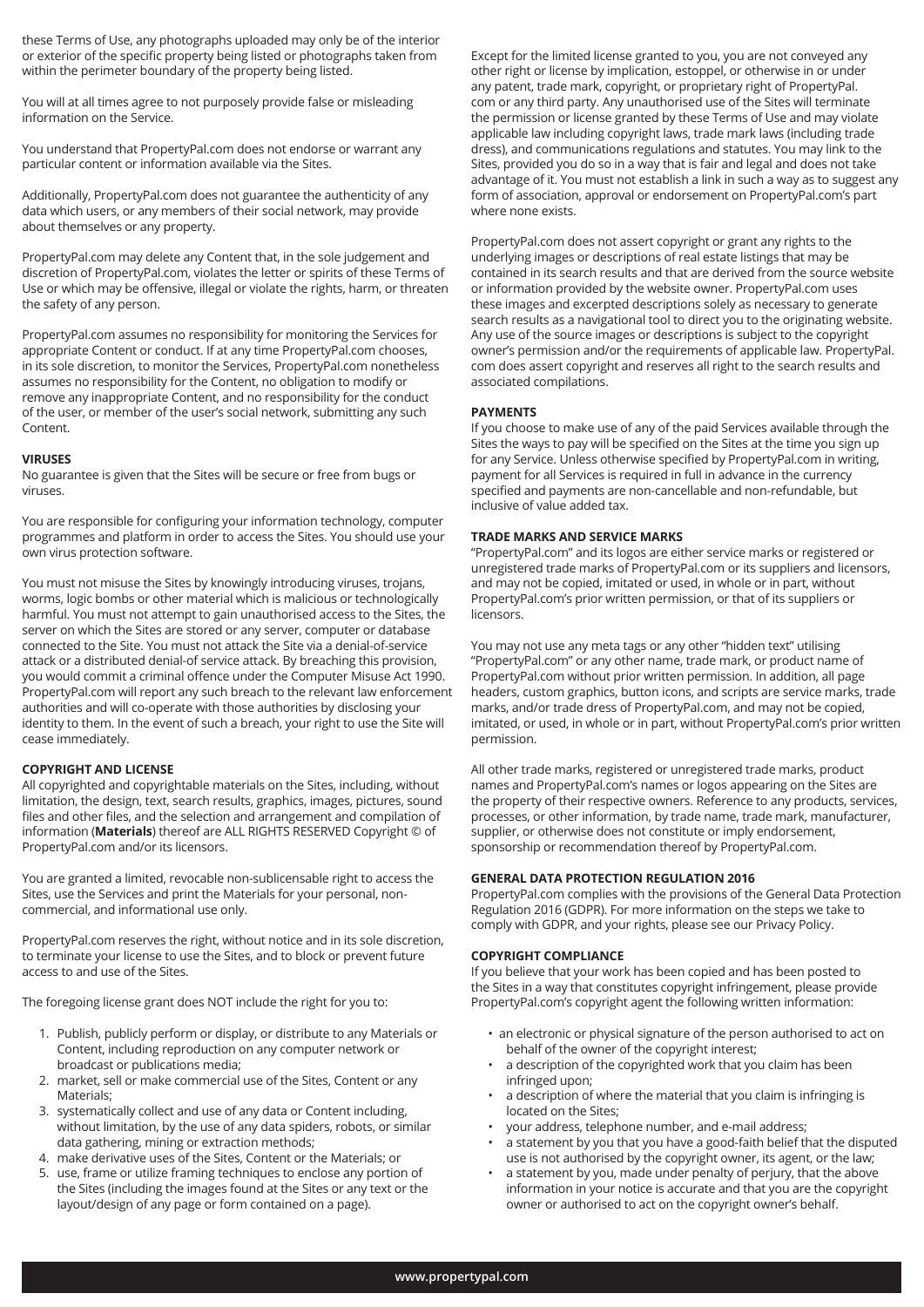these Terms of Use, any photographs uploaded may only be of the interior or exterior of the specific property being listed or photographs taken from within the perimeter boundary of the property being listed.

You will at all times agree to not purposely provide false or misleading information on the Service.

You understand that PropertyPal.com does not endorse or warrant any particular content or information available via the Sites.

Additionally, PropertyPal.com does not guarantee the authenticity of any data which users, or any members of their social network, may provide about themselves or any property.

PropertyPal.com may delete any Content that, in the sole judgement and discretion of PropertyPal.com, violates the letter or spirits of these Terms of Use or which may be offensive, illegal or violate the rights, harm, or threaten the safety of any person.

PropertyPal.com assumes no responsibility for monitoring the Services for appropriate Content or conduct. If at any time PropertyPal.com chooses, in its sole discretion, to monitor the Services, PropertyPal.com nonetheless assumes no responsibility for the Content, no obligation to modify or remove any inappropriate Content, and no responsibility for the conduct of the user, or member of the user's social network, submitting any such Content.

**VIRUSES**

No guarantee is given that the Sites will be secure or free from bugs or viruses.

You are responsible for configuring your information technology, computer programmes and platform in order to access the Sites. You should use your own virus protection software.

You must not misuse the Sites by knowingly introducing viruses, trojans, worms, logic bombs or other material which is malicious or technologically harmful. You must not attempt to gain unauthorised access to the Sites, the server on which the Sites are stored or any server, computer or database connected to the Site. You must not attack the Site via a denial-of-service attack or a distributed denial-of service attack. By breaching this provision, you would commit a criminal offence under the Computer Misuse Act 1990. PropertyPal.com will report any such breach to the relevant law enforcement authorities and will co-operate with those authorities by disclosing your identity to them. In the event of such a breach, your right to use the Site will cease immediately.

**COPYRIGHT AND LICENSE**

All copyrighted and copyrightable materials on the Sites, including, without limitation, the design, text, search results, graphics, images, pictures, sound files and other files, and the selection and arrangement and compilation of information (**Materials**) thereof are ALL RIGHTS RESERVED Copyright © of PropertyPal.com and/or its licensors.

You are granted a limited, revocable non-sublicensable right to access the Sites, use the Services and print the Materials for your personal, non-commercial, and informational use only.

PropertyPal.com reserves the right, without notice and in its sole discretion, to terminate your license to use the Sites, and to block or prevent future access to and use of the Sites.

The foregoing license grant does NOT include the right for you to:

1. Publish, publicly perform or display, or distribute to any Materials or Content, including reproduction on any computer network or broadcast or publications media;
2. market, sell or make commercial use of the Sites, Content or any Materials;
3. systematically collect and use of any data or Content including, without limitation, by the use of any data spiders, robots, or similar data gathering, mining or extraction methods;
4. make derivative uses of the Sites, Content or the Materials; or
5. use, frame or utilize framing techniques to enclose any portion of the Sites (including the images found at the Sites or any text or the layout/design of any page or form contained on a page).

Except for the limited license granted to you, you are not conveyed any other right or license by implication, estoppel, or otherwise in or under any patent, trade mark, copyright, or proprietary right of PropertyPal.com or any third party. Any unauthorised use of the Sites will terminate the permission or license granted by these Terms of Use and may violate applicable law including copyright laws, trade mark laws (including trade dress), and communications regulations and statutes. You may link to the Sites, provided you do so in a way that is fair and legal and does not take advantage of it. You must not establish a link in such a way as to suggest any form of association, approval or endorsement on PropertyPal.com's part where none exists.

PropertyPal.com does not assert copyright or grant any rights to the underlying images or descriptions of real estate listings that may be contained in its search results and that are derived from the source website or information provided by the website owner. PropertyPal.com uses these images and excerpted descriptions solely as necessary to generate search results as a navigational tool to direct you to the originating website. Any use of the source images or descriptions is subject to the copyright owner's permission and/or the requirements of applicable law. PropertyPal.com does assert copyright and reserves all right to the search results and associated compilations.

**PAYMENTS**

If you choose to make use of any of the paid Services available through the Sites the ways to pay will be specified on the Sites at the time you sign up for any Service. Unless otherwise specified by PropertyPal.com in writing, payment for all Services is required in full in advance in the currency specified and payments are non-cancellable and non-refundable, but inclusive of value added tax.

**TRADE MARKS AND SERVICE MARKS**

"PropertyPal.com" and its logos are either service marks or registered or unregistered trade marks of PropertyPal.com or its suppliers and licensors, and may not be copied, imitated or used, in whole or in part, without PropertyPal.com's prior written permission, or that of its suppliers or licensors.

You may not use any meta tags or any other "hidden text" utilising "PropertyPal.com" or any other name, trade mark, or product name of PropertyPal.com without prior written permission. In addition, all page headers, custom graphics, button icons, and scripts are service marks, trade marks, and/or trade dress of PropertyPal.com, and may not be copied, imitated, or used, in whole or in part, without PropertyPal.com's prior written permission.

All other trade marks, registered or unregistered trade marks, product names and PropertyPal.com's names or logos appearing on the Sites are the property of their respective owners. Reference to any products, services, processes, or other information, by trade name, trade mark, manufacturer, supplier, or otherwise does not constitute or imply endorsement, sponsorship or recommendation thereof by PropertyPal.com.

**GENERAL DATA PROTECTION REGULATION 2016**

PropertyPal.com complies with the provisions of the General Data Protection Regulation 2016 (GDPR). For more information on the steps we take to comply with GDPR, and your rights, please see our Privacy Policy.

**COPYRIGHT COMPLIANCE**

If you believe that your work has been copied and has been posted to the Sites in a way that constitutes copyright infringement, please provide PropertyPal.com's copyright agent the following written information:

- an electronic or physical signature of the person authorised to act on behalf of the owner of the copyright interest;
- a description of the copyrighted work that you claim has been infringed upon;
- a description of where the material that you claim is infringing is located on the Sites;
- your address, telephone number, and e-mail address;
- a statement by you that you have a good-faith belief that the disputed use is not authorised by the copyright owner, its agent, or the law;
- a statement by you, made under penalty of perjury, that the above information in your notice is accurate and that you are the copyright owner or authorised to act on the copyright owner's behalf.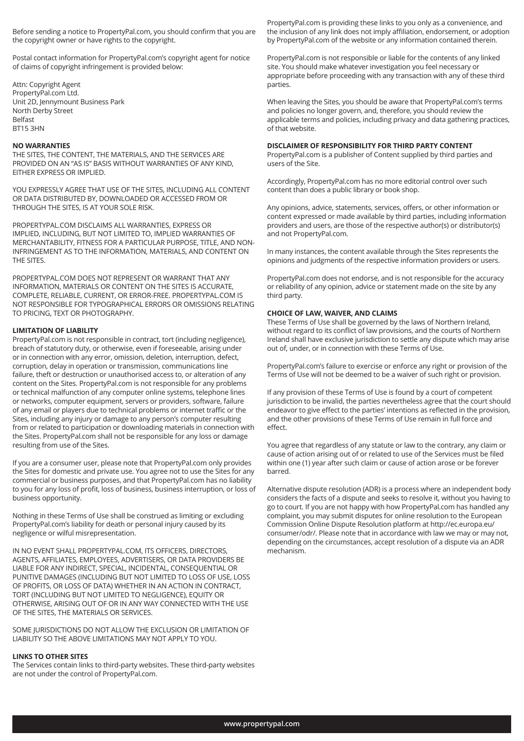Before sending a notice to PropertyPal.com, you should confirm that you are the copyright owner or have rights to the copyright.

Postal contact information for PropertyPal.com's copyright agent for notice of claims of copyright infringement is provided below:

Attn: Copyright Agent
PropertyPal.com Ltd.
Unit 2D, Jennymount Business Park
North Derby Street
Belfast
BT15 3HN

**NO WARRANTIES**

THE SITES, THE CONTENT, THE MATERIALS, AND THE SERVICES ARE PROVIDED ON AN "AS IS" BASIS WITHOUT WARRANTIES OF ANY KIND, EITHER EXPRESS OR IMPLIED.

YOU EXPRESSLY AGREE THAT USE OF THE SITES, INCLUDING ALL CONTENT OR DATA DISTRIBUTED BY, DOWNLOADED OR ACCESSED FROM OR THROUGH THE SITES, IS AT YOUR SOLE RISK.

PROPERTYPAL.COM DISCLAIMS ALL WARRANTIES, EXPRESS OR IMPLIED, INCLUDING, BUT NOT LIMITED TO, IMPLIED WARRANTIES OF MERCHANTABILITY, FITNESS FOR A PARTICULAR PURPOSE, TITLE, AND NON-INFRINGEMENT AS TO THE INFORMATION, MATERIALS, AND CONTENT ON THE SITES.

PROPERTYPAL.COM DOES NOT REPRESENT OR WARRANT THAT ANY INFORMATION, MATERIALS OR CONTENT ON THE SITES IS ACCURATE, COMPLETE, RELIABLE, CURRENT, OR ERROR-FREE. PROPERTYPAL.COM IS NOT RESPONSIBLE FOR TYPOGRAPHICAL ERRORS OR OMISSIONS RELATING TO PRICING, TEXT OR PHOTOGRAPHY.

**LIMITATION OF LIABILITY**

PropertyPal.com is not responsible in contract, tort (including negligence), breach of statutory duty, or otherwise, even if foreseeable, arising under or in connection with any error, omission, deletion, interruption, defect, corruption, delay in operation or transmission, communications line failure, theft or destruction or unauthorised access to, or alteration of any content on the Sites. PropertyPal.com is not responsible for any problems or technical malfunction of any computer online systems, telephone lines or networks, computer equipment, servers or providers, software, failure of any email or players due to technical problems or internet traffic or the Sites, including any injury or damage to any person's computer resulting from or related to participation or downloading materials in connection with the Sites. PropertyPal.com shall not be responsible for any loss or damage resulting from use of the Sites.

If you are a consumer user, please note that PropertyPal.com only provides the Sites for domestic and private use. You agree not to use the Sites for any commercial or business purposes, and that PropertyPal.com has no liability to you for any loss of profit, loss of business, business interruption, or loss of business opportunity.

Nothing in these Terms of Use shall be construed as limiting or excluding PropertyPal.com's liability for death or personal injury caused by its negligence or wilful misrepresentation.

IN NO EVENT SHALL PROPERTYPAL.COM, ITS OFFICERS, DIRECTORS, AGENTS, AFFILIATES, EMPLOYEES, ADVERTISERS, OR DATA PROVIDERS BE LIABLE FOR ANY INDIRECT, SPECIAL, INCIDENTAL, CONSEQUENTIAL OR PUNITIVE DAMAGES (INCLUDING BUT NOT LIMITED TO LOSS OF USE, LOSS OF PROFITS, OR LOSS OF DATA) WHETHER IN AN ACTION IN CONTRACT, TORT (INCLUDING BUT NOT LIMITED TO NEGLIGENCE), EQUITY OR OTHERWISE, ARISING OUT OF OR IN ANY WAY CONNECTED WITH THE USE OF THE SITES, THE MATERIALS OR SERVICES.

SOME JURISDICTIONS DO NOT ALLOW THE EXCLUSION OR LIMITATION OF LIABILITY SO THE ABOVE LIMITATIONS MAY NOT APPLY TO YOU.

**LINKS TO OTHER SITES**

The Services contain links to third-party websites. These third-party websites are not under the control of PropertyPal.com.

PropertyPal.com is providing these links to you only as a convenience, and the inclusion of any link does not imply affiliation, endorsement, or adoption by PropertyPal.com of the website or any information contained therein.

PropertyPal.com is not responsible or liable for the contents of any linked site. You should make whatever investigation you feel necessary or appropriate before proceeding with any transaction with any of these third parties.

When leaving the Sites, you should be aware that PropertyPal.com's terms and policies no longer govern, and, therefore, you should review the applicable terms and policies, including privacy and data gathering practices, of that website.

**DISCLAIMER OF RESPONSIBILITY FOR THIRD PARTY CONTENT**

PropertyPal.com is a publisher of Content supplied by third parties and users of the Site.

Accordingly, PropertyPal.com has no more editorial control over such content than does a public library or book shop.

Any opinions, advice, statements, services, offers, or other information or content expressed or made available by third parties, including information providers and users, are those of the respective author(s) or distributor(s) and not PropertyPal.com.

In many instances, the content available through the Sites represents the opinions and judgments of the respective information providers or users.

PropertyPal.com does not endorse, and is not responsible for the accuracy or reliability of any opinion, advice or statement made on the site by any third party.

**CHOICE OF LAW, WAIVER, AND CLAIMS**

These Terms of Use shall be governed by the laws of Northern Ireland, without regard to its conflict of law provisions, and the courts of Northern Ireland shall have exclusive jurisdiction to settle any dispute which may arise out of, under, or in connection with these Terms of Use.

PropertyPal.com's failure to exercise or enforce any right or provision of the Terms of Use will not be deemed to be a waiver of such right or provision.

If any provision of these Terms of Use is found by a court of competent jurisdiction to be invalid, the parties nevertheless agree that the court should endeavor to give effect to the parties' intentions as reflected in the provision, and the other provisions of these Terms of Use remain in full force and effect.

You agree that regardless of any statute or law to the contrary, any claim or cause of action arising out of or related to use of the Services must be filed within one (1) year after such claim or cause of action arose or be forever barred.

Alternative dispute resolution (ADR) is a process where an independent body considers the facts of a dispute and seeks to resolve it, without you having to go to court. If you are not happy with how PropertyPal.com has handled any complaint, you may submit disputes for online resolution to the European Commission Online Dispute Resolution platform at http://ec.europa.eu/consumer/odr/. Please note that in accordance with law we may or may not, depending on the circumstances, accept resolution of a dispute via an ADR mechanism.